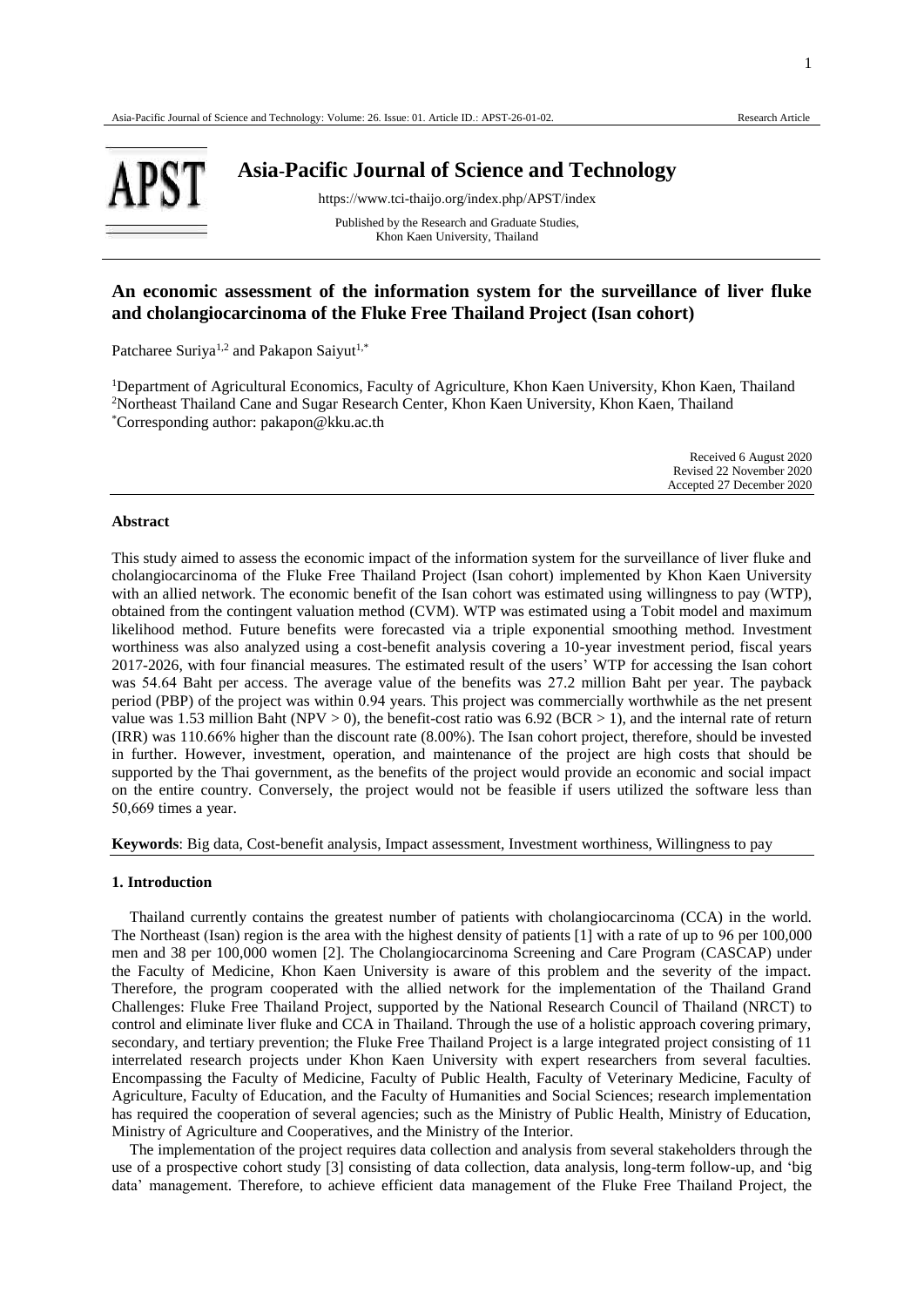# Asia-Pacific Journal of Science and Technology

https://www.tci-thaijo.org/index.php/APST/index

Published by the Research and Graduate Studies, Khon Kaen University, Thailand

## An economic assessment of the information system for the surveillance of liver fluke and cholangiocarcinoma of the Fluke Free Thailand Project (Isan cohort)

Patcharee Suriya[1,2] and Pakapon Saiyut[1,*]

[1]Department of Agricultural Economics, Faculty of Agriculture, Khon Kaen University, Khon Kaen, Thailand
[2]Northeast Thailand Cane and Sugar Research Center, Khon Kaen University, Khon Kaen, Thailand
[*]Corresponding author: pakapon@kku.ac.th

Received 6 August 2020
Revised 22 November 2020
Accepted 27 December 2020

### Abstract

This study aimed to assess the economic impact of the information system for the surveillance of liver fluke and cholangiocarcinoma of the Fluke Free Thailand Project (Isan cohort) implemented by Khon Kaen University with an allied network. The economic benefit of the Isan cohort was estimated using willingness to pay (WTP), obtained from the contingent valuation method (CVM). WTP was estimated using a Tobit model and maximum likelihood method. Future benefits were forecasted via a triple exponential smoothing method. Investment worthiness was also analyzed using a cost-benefit analysis covering a 10-year investment period, fiscal years 2017-2026, with four financial measures. The estimated result of the users' WTP for accessing the Isan cohort was 54.64 Baht per access. The average value of the benefits was 27.2 million Baht per year. The payback period (PBP) of the project was within 0.94 years. This project was commercially worthwhile as the net present value was 1.53 million Baht (NPV > 0), the benefit-cost ratio was 6.92 (BCR > 1), and the internal rate of return (IRR) was 110.66% higher than the discount rate (8.00%). The Isan cohort project, therefore, should be invested in further. However, investment, operation, and maintenance of the project are high costs that should be supported by the Thai government, as the benefits of the project would provide an economic and social impact on the entire country. Conversely, the project would not be feasible if users utilized the software less than 50,669 times a year.

**Keywords**: Big data, Cost-benefit analysis, Impact assessment, Investment worthiness, Willingness to pay

### 1. Introduction

Thailand currently contains the greatest number of patients with cholangiocarcinoma (CCA) in the world. The Northeast (Isan) region is the area with the highest density of patients [1] with a rate of up to 96 per 100,000 men and 38 per 100,000 women [2]. The Cholangiocarcinoma Screening and Care Program (CASCAP) under the Faculty of Medicine, Khon Kaen University is aware of this problem and the severity of the impact. Therefore, the program cooperated with the allied network for the implementation of the Thailand Grand Challenges: Fluke Free Thailand Project, supported by the National Research Council of Thailand (NRCT) to control and eliminate liver fluke and CCA in Thailand. Through the use of a holistic approach covering primary, secondary, and tertiary prevention; the Fluke Free Thailand Project is a large integrated project consisting of 11 interrelated research projects under Khon Kaen University with expert researchers from several faculties. Encompassing the Faculty of Medicine, Faculty of Public Health, Faculty of Veterinary Medicine, Faculty of Agriculture, Faculty of Education, and the Faculty of Humanities and Social Sciences; research implementation has required the cooperation of several agencies; such as the Ministry of Public Health, Ministry of Education, Ministry of Agriculture and Cooperatives, and the Ministry of the Interior.

The implementation of the project requires data collection and analysis from several stakeholders through the use of a prospective cohort study [3] consisting of data collection, data analysis, long-term follow-up, and 'big data' management. Therefore, to achieve efficient data management of the Fluke Free Thailand Project, the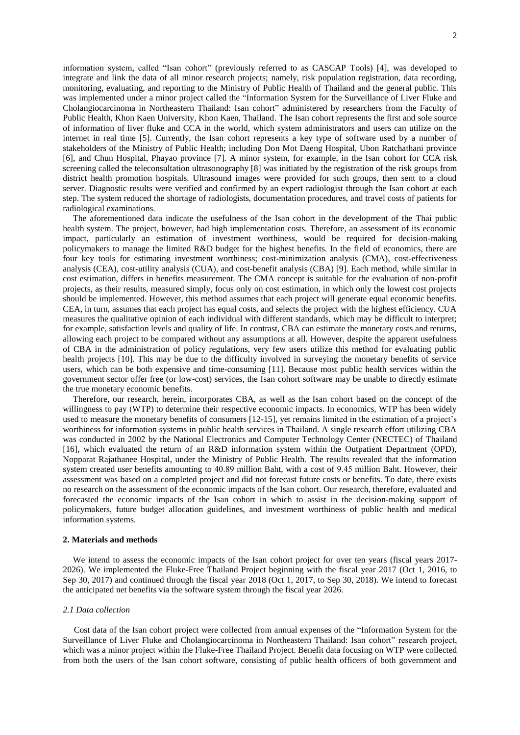information system, called "Isan cohort" (previously referred to as CASCAP Tools) [4], was developed to integrate and link the data of all minor research projects; namely, risk population registration, data recording, monitoring, evaluating, and reporting to the Ministry of Public Health of Thailand and the general public. This was implemented under a minor project called the "Information System for the Surveillance of Liver Fluke and Cholangiocarcinoma in Northeastern Thailand: Isan cohort" administered by researchers from the Faculty of Public Health, Khon Kaen University, Khon Kaen, Thailand. The Isan cohort represents the first and sole source of information of liver fluke and CCA in the world, which system administrators and users can utilize on the internet in real time [5]. Currently, the Isan cohort represents a key type of software used by a number of stakeholders of the Ministry of Public Health; including Don Mot Daeng Hospital, Ubon Ratchathani province [6], and Chun Hospital, Phayao province [7]. A minor system, for example, in the Isan cohort for CCA risk screening called the teleconsultation ultrasonography [8] was initiated by the registration of the risk groups from district health promotion hospitals. Ultrasound images were provided for such groups, then sent to a cloud server. Diagnostic results were verified and confirmed by an expert radiologist through the Isan cohort at each step. The system reduced the shortage of radiologists, documentation procedures, and travel costs of patients for radiological examinations.

The aforementioned data indicate the usefulness of the Isan cohort in the development of the Thai public health system. The project, however, had high implementation costs. Therefore, an assessment of its economic impact, particularly an estimation of investment worthiness, would be required for decision-making policymakers to manage the limited R&D budget for the highest benefits. In the field of economics, there are four key tools for estimating investment worthiness; cost-minimization analysis (CMA), cost-effectiveness analysis (CEA), cost-utility analysis (CUA), and cost-benefit analysis (CBA) [9]. Each method, while similar in cost estimation, differs in benefits measurement. The CMA concept is suitable for the evaluation of non-profit projects, as their results, measured simply, focus only on cost estimation, in which only the lowest cost projects should be implemented. However, this method assumes that each project will generate equal economic benefits. CEA, in turn, assumes that each project has equal costs, and selects the project with the highest efficiency. CUA measures the qualitative opinion of each individual with different standards, which may be difficult to interpret; for example, satisfaction levels and quality of life. In contrast, CBA can estimate the monetary costs and returns, allowing each project to be compared without any assumptions at all. However, despite the apparent usefulness of CBA in the administration of policy regulations, very few users utilize this method for evaluating public health projects [10]. This may be due to the difficulty involved in surveying the monetary benefits of service users, which can be both expensive and time-consuming [11]. Because most public health services within the government sector offer free (or low-cost) services, the Isan cohort software may be unable to directly estimate the true monetary economic benefits.

Therefore, our research, herein, incorporates CBA, as well as the Isan cohort based on the concept of the willingness to pay (WTP) to determine their respective economic impacts. In economics, WTP has been widely used to measure the monetary benefits of consumers [12-15], yet remains limited in the estimation of a project's worthiness for information systems in public health services in Thailand. A single research effort utilizing CBA was conducted in 2002 by the National Electronics and Computer Technology Center (NECTEC) of Thailand [16], which evaluated the return of an R&D information system within the Outpatient Department (OPD), Nopparat Rajathanee Hospital, under the Ministry of Public Health. The results revealed that the information system created user benefits amounting to 40.89 million Baht, with a cost of 9.45 million Baht. However, their assessment was based on a completed project and did not forecast future costs or benefits. To date, there exists no research on the assessment of the economic impacts of the Isan cohort. Our research, therefore, evaluated and forecasted the economic impacts of the Isan cohort in which to assist in the decision-making support of policymakers, future budget allocation guidelines, and investment worthiness of public health and medical information systems.

## 2. Materials and methods

We intend to assess the economic impacts of the Isan cohort project for over ten years (fiscal years 2017-2026). We implemented the Fluke-Free Thailand Project beginning with the fiscal year 2017 (Oct 1, 2016, to Sep 30, 2017) and continued through the fiscal year 2018 (Oct 1, 2017, to Sep 30, 2018). We intend to forecast the anticipated net benefits via the software system through the fiscal year 2026.

### *2.1 Data collection*

Cost data of the Isan cohort project were collected from annual expenses of the "Information System for the Surveillance of Liver Fluke and Cholangiocarcinoma in Northeastern Thailand: Isan cohort" research project, which was a minor project within the Fluke-Free Thailand Project. Benefit data focusing on WTP were collected from both the users of the Isan cohort software, consisting of public health officers of both government and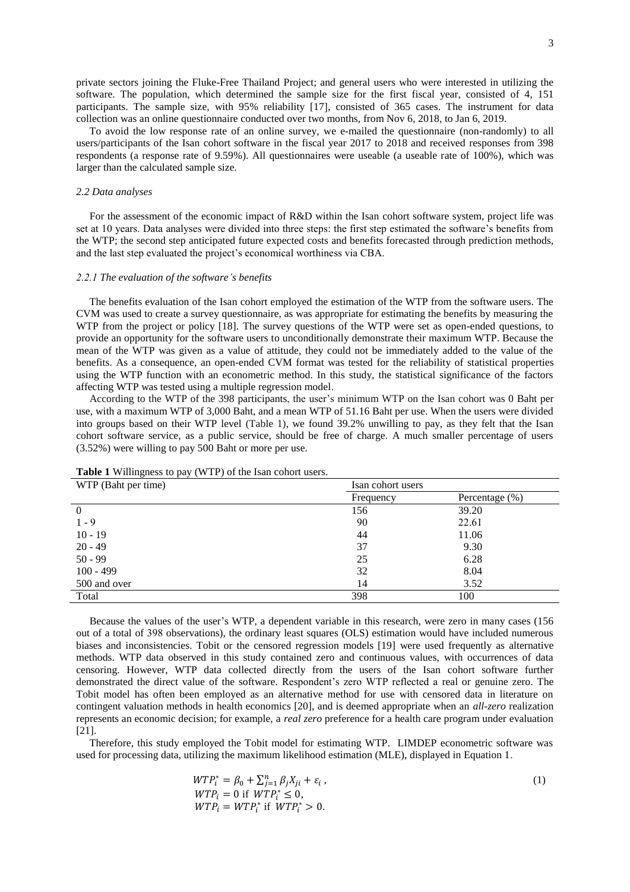private sectors joining the Fluke-Free Thailand Project; and general users who were interested in utilizing the software. The population, which determined the sample size for the first fiscal year, consisted of 4, 151 participants. The sample size, with 95% reliability [17], consisted of 365 cases. The instrument for data collection was an online questionnaire conducted over two months, from Nov 6, 2018, to Jan 6, 2019.

To avoid the low response rate of an online survey, we e-mailed the questionnaire (non-randomly) to all users/participants of the Isan cohort software in the fiscal year 2017 to 2018 and received responses from 398 respondents (a response rate of 9.59%). All questionnaires were useable (a useable rate of 100%), which was larger than the calculated sample size.

### *2.2 Data analyses*

For the assessment of the economic impact of R&D within the Isan cohort software system, project life was set at 10 years. Data analyses were divided into three steps: the first step estimated the software's benefits from the WTP; the second step anticipated future expected costs and benefits forecasted through prediction methods, and the last step evaluated the project's economical worthiness via CBA.

#### *2.2.1 The evaluation of the software's benefits*

The benefits evaluation of the Isan cohort employed the estimation of the WTP from the software users. The CVM was used to create a survey questionnaire, as was appropriate for estimating the benefits by measuring the WTP from the project or policy [18]. The survey questions of the WTP were set as open-ended questions, to provide an opportunity for the software users to unconditionally demonstrate their maximum WTP. Because the mean of the WTP was given as a value of attitude, they could not be immediately added to the value of the benefits. As a consequence, an open-ended CVM format was tested for the reliability of statistical properties using the WTP function with an econometric method. In this study, the statistical significance of the factors affecting WTP was tested using a multiple regression model.

According to the WTP of the 398 participants, the user's minimum WTP on the Isan cohort was 0 Baht per use, with a maximum WTP of 3,000 Baht, and a mean WTP of 51.16 Baht per use. When the users were divided into groups based on their WTP level (Table 1), we found 39.2% unwilling to pay, as they felt that the Isan cohort software service, as a public service, should be free of charge. A much smaller percentage of users (3.52%) were willing to pay 500 Baht or more per use.

**Table 1** Willingness to pay (WTP) of the Isan cohort users.

| WTP (Baht per time) | Isan cohort users | |
|---|---|---|
| | Frequency | Percentage (%) |
| 0 | 156 | 39.20 |
| 1 - 9 | 90 | 22.61 |
| 10 - 19 | 44 | 11.06 |
| 20 - 49 | 37 | 9.30 |
| 50 - 99 | 25 | 6.28 |
| 100 - 499 | 32 | 8.04 |
| 500 and over | 14 | 3.52 |
| Total | 398 | 100 |

Because the values of the user's WTP, a dependent variable in this research, were zero in many cases (156 out of a total of 398 observations), the ordinary least squares (OLS) estimation would have included numerous biases and inconsistencies. Tobit or the censored regression models [19] were used frequently as alternative methods. WTP data observed in this study contained zero and continuous values, with occurrences of data censoring. However, WTP data collected directly from the users of the Isan cohort software further demonstrated the direct value of the software. Respondent's zero WTP reflected a real or genuine zero. The Tobit model has often been employed as an alternative method for use with censored data in literature on contingent valuation methods in health economics [20], and is deemed appropriate when an *all-zero* realization represents an economic decision; for example, a *real zero* preference for a health care program under evaluation [21].

Therefore, this study employed the Tobit model for estimating WTP. LIMDEP econometric software was used for processing data, utilizing the maximum likelihood estimation (MLE), displayed in Equation 1.

$$
\begin{aligned}
WTP_i^* &= \beta_0 + \textstyle\sum_{j=1}^{n} \beta_j X_{ji} + \varepsilon_i \,, \\
WTP_i &= 0 \text{ if } WTP_i^* \leq 0, \\
WTP_i &= WTP_i^* \text{ if } WTP_i^* > 0.
\end{aligned} \tag{1}
$$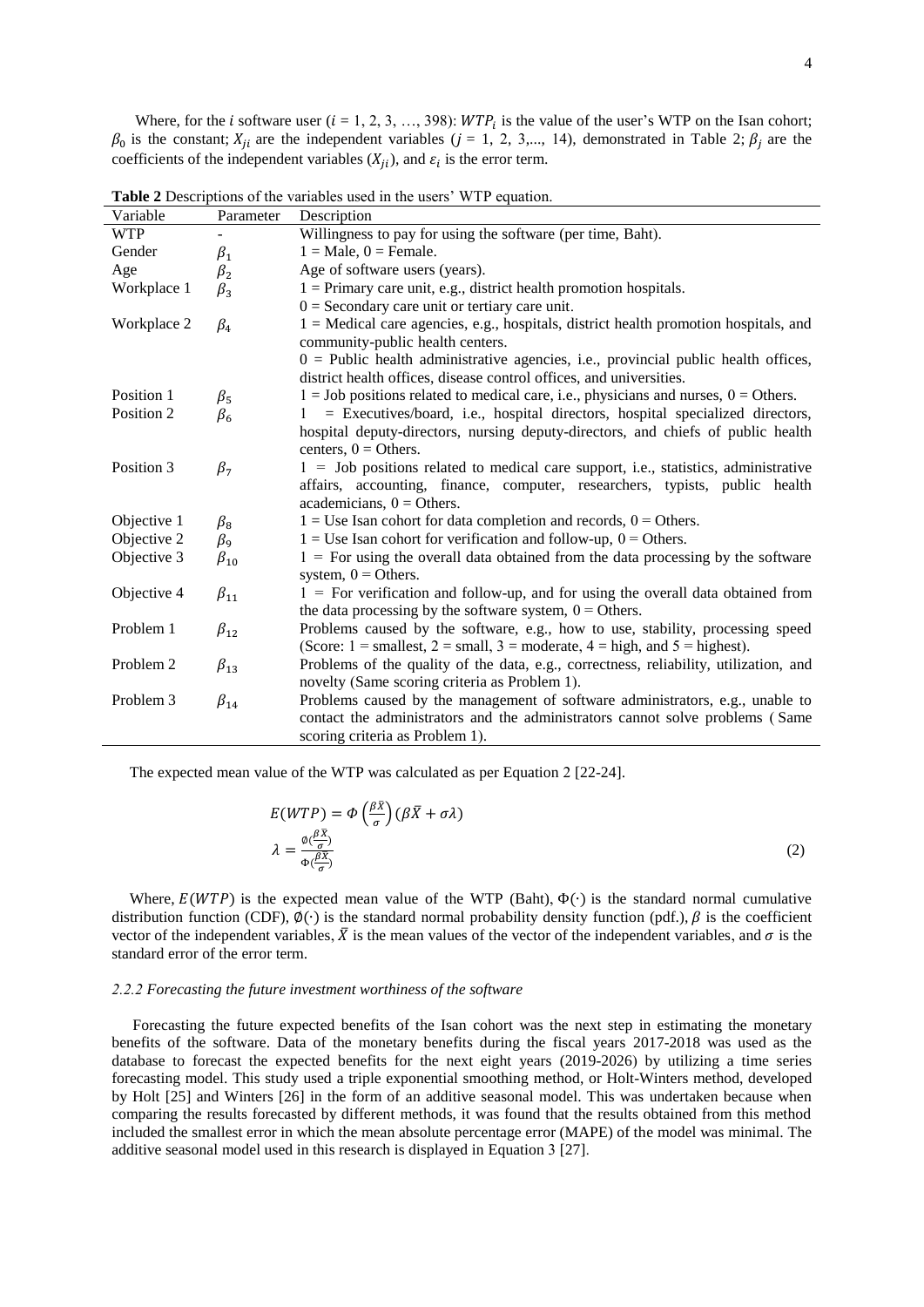Where, for the $i$ software user ($i$ = 1, 2, 3, …, 398): $WTP_i$ is the value of the user's WTP on the Isan cohort; $\beta_0$ is the constant; $X_{ji}$ are the independent variables ($j$ = 1, 2, 3,..., 14), demonstrated in Table 2; $\beta_j$ are the coefficients of the independent variables ($X_{ji}$), and $\varepsilon_i$ is the error term.

**Table 2** Descriptions of the variables used in the users' WTP equation.

| Variable | Parameter | Description |
|---|---|---|
| WTP | - | Willingness to pay for using the software (per time, Baht). |
| Gender | $\beta_1$ | 1 = Male, 0 = Female. |
| Age | $\beta_2$ | Age of software users (years). |
| Workplace 1 | $\beta_3$ | 1 = Primary care unit, e.g., district health promotion hospitals. 0 = Secondary care unit or tertiary care unit. |
| Workplace 2 | $\beta_4$ | 1 = Medical care agencies, e.g., hospitals, district health promotion hospitals, and community-public health centers. 0 = Public health administrative agencies, i.e., provincial public health offices, district health offices, disease control offices, and universities. |
| Position 1 | $\beta_5$ | 1 = Job positions related to medical care, i.e., physicians and nurses, 0 = Others. |
| Position 2 | $\beta_6$ | 1 = Executives/board, i.e., hospital directors, hospital specialized directors, hospital deputy-directors, nursing deputy-directors, and chiefs of public health centers, 0 = Others. |
| Position 3 | $\beta_7$ | 1 = Job positions related to medical care support, i.e., statistics, administrative affairs, accounting, finance, computer, researchers, typists, public health academicians, 0 = Others. |
| Objective 1 | $\beta_8$ | 1 = Use Isan cohort for data completion and records, 0 = Others. |
| Objective 2 | $\beta_9$ | 1 = Use Isan cohort for verification and follow-up, 0 = Others. |
| Objective 3 | $\beta_{10}$ | 1 = For using the overall data obtained from the data processing by the software system, 0 = Others. |
| Objective 4 | $\beta_{11}$ | 1 = For verification and follow-up, and for using the overall data obtained from the data processing by the software system, 0 = Others. |
| Problem 1 | $\beta_{12}$ | Problems caused by the software, e.g., how to use, stability, processing speed (Score: 1 = smallest, 2 = small, 3 = moderate, 4 = high, and 5 = highest). |
| Problem 2 | $\beta_{13}$ | Problems of the quality of the data, e.g., correctness, reliability, utilization, and novelty (Same scoring criteria as Problem 1). |
| Problem 3 | $\beta_{14}$ | Problems caused by the management of software administrators, e.g., unable to contact the administrators and the administrators cannot solve problems (Same scoring criteria as Problem 1). |

The expected mean value of the WTP was calculated as per Equation 2 [22-24].

$$E(WTP) = \Phi\left(\frac{\beta\bar{X}}{\sigma}\right)(\beta\bar{X} + \sigma\lambda)$$
$$\lambda = \frac{\phi(\frac{\beta\bar{X}}{\sigma})}{\Phi(\frac{\beta\bar{X}}{\sigma})} \tag{2}$$

Where, $E(WTP)$ is the expected mean value of the WTP (Baht), $\Phi(\cdot)$ is the standard normal cumulative distribution function (CDF), $\phi(\cdot)$ is the standard normal probability density function (pdf.), $\beta$ is the coefficient vector of the independent variables, $\bar{X}$ is the mean values of the vector of the independent variables, and $\sigma$ is the standard error of the error term.

### *2.2.2 Forecasting the future investment worthiness of the software*

Forecasting the future expected benefits of the Isan cohort was the next step in estimating the monetary benefits of the software. Data of the monetary benefits during the fiscal years 2017-2018 was used as the database to forecast the expected benefits for the next eight years (2019-2026) by utilizing a time series forecasting model. This study used a triple exponential smoothing method, or Holt-Winters method, developed by Holt [25] and Winters [26] in the form of an additive seasonal model. This was undertaken because when comparing the results forecasted by different methods, it was found that the results obtained from this method included the smallest error in which the mean absolute percentage error (MAPE) of the model was minimal. The additive seasonal model used in this research is displayed in Equation 3 [27].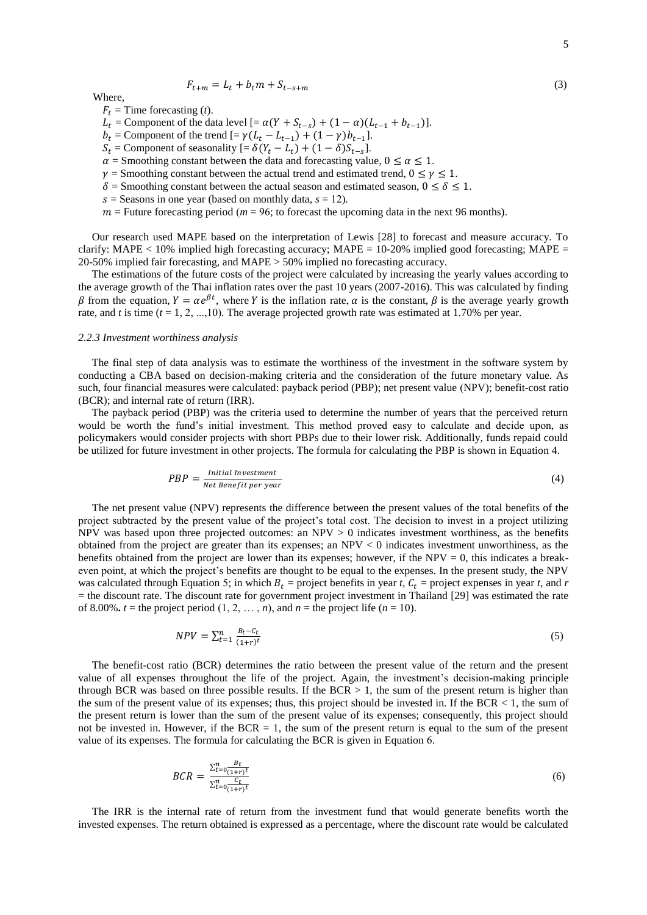$$F_{t+m} = L_t + b_t m + S_{t-s+m} \tag{3}$$

Where,

$F_t$ = Time forecasting ($t$).

$L_t$ = Component of the data level [$= \alpha(Y + S_{t-s}) + (1-\alpha)(L_{t-1} + b_{t-1})$].

$b_t$ = Component of the trend [$= \gamma(L_t - L_{t-1}) + (1-\gamma)b_{t-1}$].

$S_t$ = Component of seasonality [$= \delta(Y_t - L_t) + (1-\delta)S_{t-s}$].

$\alpha$ = Smoothing constant between the data and forecasting value, $0 \leq \alpha \leq 1$.

$\gamma$ = Smoothing constant between the actual trend and estimated trend, $0 \leq \gamma \leq 1$.

$\delta$ = Smoothing constant between the actual season and estimated season, $0 \leq \delta \leq 1$.

$s$ = Seasons in one year (based on monthly data, $s$ = 12).

$m$ = Future forecasting period ($m$ = 96; to forecast the upcoming data in the next 96 months).

Our research used MAPE based on the interpretation of Lewis [28] to forecast and measure accuracy. To clarify: MAPE < 10% implied high forecasting accuracy; MAPE = 10-20% implied good forecasting; MAPE = 20-50% implied fair forecasting, and MAPE > 50% implied no forecasting accuracy.

The estimations of the future costs of the project were calculated by increasing the yearly values according to the average growth of the Thai inflation rates over the past 10 years (2007-2016). This was calculated by finding $\beta$ from the equation, $Y = \alpha e^{\beta t}$, where $Y$ is the inflation rate, $\alpha$ is the constant, $\beta$ is the average yearly growth rate, and $t$ is time ($t$ = 1, 2, ...,10). The average projected growth rate was estimated at 1.70% per year.

### *2.2.3 Investment worthiness analysis*

The final step of data analysis was to estimate the worthiness of the investment in the software system by conducting a CBA based on decision-making criteria and the consideration of the future monetary value. As such, four financial measures were calculated: payback period (PBP); net present value (NPV); benefit-cost ratio (BCR); and internal rate of return (IRR).

The payback period (PBP) was the criteria used to determine the number of years that the perceived return would be worth the fund's initial investment. This method proved easy to calculate and decide upon, as policymakers would consider projects with short PBPs due to their lower risk. Additionally, funds repaid could be utilized for future investment in other projects. The formula for calculating the PBP is shown in Equation 4.

$$PBP = \frac{Initial\ Investment}{Net\ Benefit\ per\ year} \tag{4}$$

The net present value (NPV) represents the difference between the present values of the total benefits of the project subtracted by the present value of the project's total cost. The decision to invest in a project utilizing NPV was based upon three projected outcomes: an NPV > 0 indicates investment worthiness, as the benefits obtained from the project are greater than its expenses; an NPV < 0 indicates investment unworthiness, as the benefits obtained from the project are lower than its expenses; however, if the NPV = 0, this indicates a break-even point, at which the project's benefits are thought to be equal to the expenses. In the present study, the NPV was calculated through Equation 5; in which $B_t$ = project benefits in year $t$, $C_t$ = project expenses in year $t$, and $r$ = the discount rate. The discount rate for government project investment in Thailand [29] was estimated the rate of 8.00%**.** $t$ = the project period (1, 2, … , $n$), and $n$ = the project life ($n$ = 10).

$$NPV = \sum_{t=1}^{n} \frac{B_t - C_t}{(1+r)^t} \tag{5}$$

The benefit-cost ratio (BCR) determines the ratio between the present value of the return and the present value of all expenses throughout the life of the project. Again, the investment's decision-making principle through BCR was based on three possible results. If the BCR > 1, the sum of the present return is higher than the sum of the present value of its expenses; thus, this project should be invested in. If the BCR < 1, the sum of the present return is lower than the sum of the present value of its expenses; consequently, this project should not be invested in. However, if the BCR = 1, the sum of the present return is equal to the sum of the present value of its expenses. The formula for calculating the BCR is given in Equation 6.

$$BCR = \frac{\sum_{t=0}^{n} \frac{B_t}{(1+r)^t}}{\sum_{t=0}^{n} \frac{C_t}{(1+r)^t}} \tag{6}$$

The IRR is the internal rate of return from the investment fund that would generate benefits worth the invested expenses. The return obtained is expressed as a percentage, where the discount rate would be calculated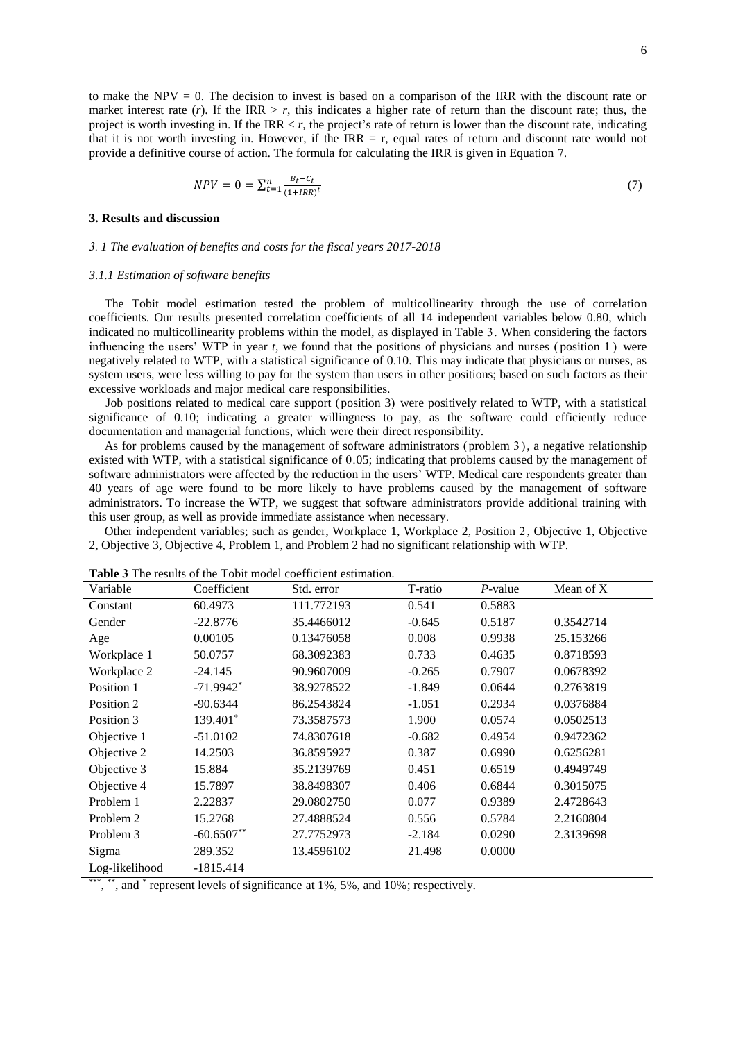to make the NPV = 0. The decision to invest is based on a comparison of the IRR with the discount rate or market interest rate ($r$). If the IRR > $r$, this indicates a higher rate of return than the discount rate; thus, the project is worth investing in. If the IRR < $r$, the project's rate of return is lower than the discount rate, indicating that it is not worth investing in. However, if the IRR = r, equal rates of return and discount rate would not provide a definitive course of action. The formula for calculating the IRR is given in Equation 7.

$$NPV = 0 = \sum_{t=1}^{n} \frac{B_t - C_t}{(1+IRR)^t} \tag{7}$$

### 3. Results and discussion

#### *3. 1 The evaluation of benefits and costs for the fiscal years 2017-2018*

#### *3.1.1 Estimation of software benefits*

The Tobit model estimation tested the problem of multicollinearity through the use of correlation coefficients. Our results presented correlation coefficients of all 14 independent variables below 0.80, which indicated no multicollinearity problems within the model, as displayed in Table 3. When considering the factors influencing the users' WTP in year $t$, we found that the positions of physicians and nurses (position 1) were negatively related to WTP, with a statistical significance of 0.10. This may indicate that physicians or nurses, as system users, were less willing to pay for the system than users in other positions; based on such factors as their excessive workloads and major medical care responsibilities.

Job positions related to medical care support (position 3) were positively related to WTP, with a statistical significance of 0.10; indicating a greater willingness to pay, as the software could efficiently reduce documentation and managerial functions, which were their direct responsibility.

As for problems caused by the management of software administrators (problem 3), a negative relationship existed with WTP, with a statistical significance of 0.05; indicating that problems caused by the management of software administrators were affected by the reduction in the users' WTP. Medical care respondents greater than 40 years of age were found to be more likely to have problems caused by the management of software administrators. To increase the WTP, we suggest that software administrators provide additional training with this user group, as well as provide immediate assistance when necessary.

Other independent variables; such as gender, Workplace 1, Workplace 2, Position 2, Objective 1, Objective 2, Objective 3, Objective 4, Problem 1, and Problem 2 had no significant relationship with WTP.

**Table 3** The results of the Tobit model coefficient estimation.

| Variable | Coefficient | Std. error | T-ratio | *P*-value | Mean of X |
|---|---|---|---|---|---|
| Constant | 60.4973 | 111.772193 | 0.541 | 0.5883 | |
| Gender | -22.8776 | 35.4466012 | -0.645 | 0.5187 | 0.3542714 |
| Age | 0.00105 | 0.13476058 | 0.008 | 0.9938 | 25.153266 |
| Workplace 1 | 50.0757 | 68.3092383 | 0.733 | 0.4635 | 0.8718593 |
| Workplace 2 | -24.145 | 90.9607009 | -0.265 | 0.7907 | 0.0678392 |
| Position 1 | -71.9942* | 38.9278522 | -1.849 | 0.0644 | 0.2763819 |
| Position 2 | -90.6344 | 86.2543824 | -1.051 | 0.2934 | 0.0376884 |
| Position 3 | 139.401* | 73.3587573 | 1.900 | 0.0574 | 0.0502513 |
| Objective 1 | -51.0102 | 74.8307618 | -0.682 | 0.4954 | 0.9472362 |
| Objective 2 | 14.2503 | 36.8595927 | 0.387 | 0.6990 | 0.6256281 |
| Objective 3 | 15.884 | 35.2139769 | 0.451 | 0.6519 | 0.4949749 |
| Objective 4 | 15.7897 | 38.8498307 | 0.406 | 0.6844 | 0.3015075 |
| Problem 1 | 2.22837 | 29.0802750 | 0.077 | 0.9389 | 2.4728643 |
| Problem 2 | 15.2768 | 27.4888524 | 0.556 | 0.5784 | 2.2160804 |
| Problem 3 | -60.6507** | 27.7752973 | -2.184 | 0.0290 | 2.3139698 |
| Sigma | 289.352 | 13.4596102 | 21.498 | 0.0000 | |
| Log-likelihood | -1815.414 | | | | |

***, **, and * represent levels of significance at 1%, 5%, and 10%; respectively.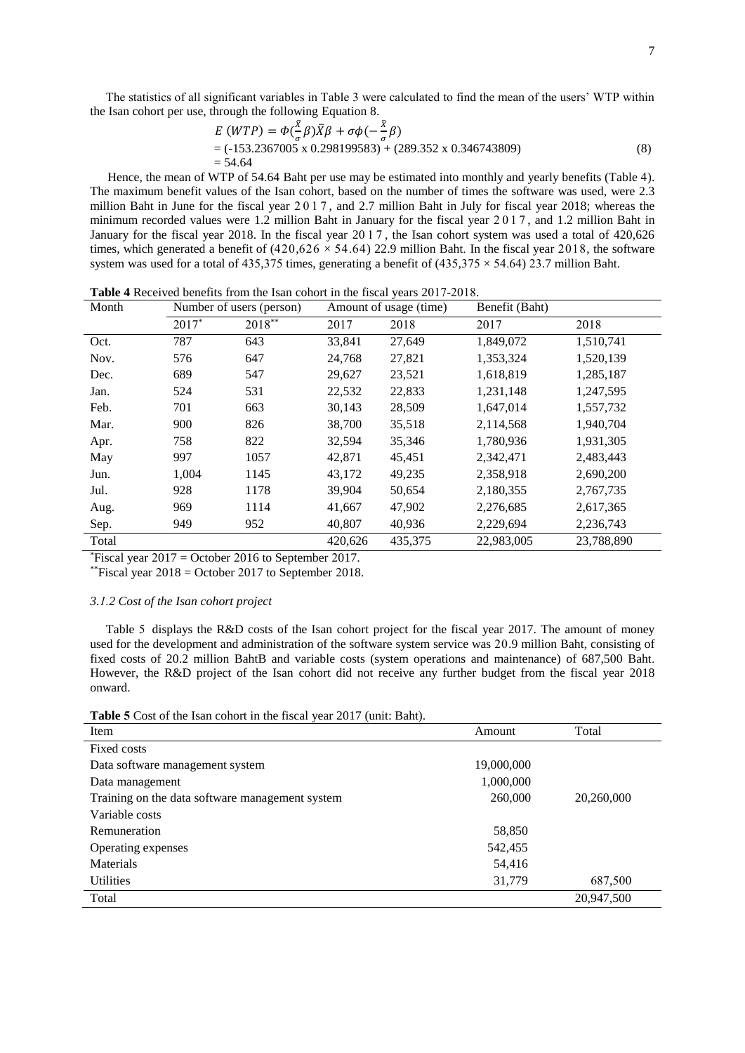The statistics of all significant variables in Table 3 were calculated to find the mean of the users' WTP within the Isan cohort per use, through the following Equation 8.

$$
\begin{aligned}
E\,(WTP) &= \Phi(\tfrac{\bar{X}}{\sigma}\beta)\bar{X}\beta + \sigma\phi(-\tfrac{\bar{X}}{\sigma}\beta) \\
&= (-153.2367005 \text{ x } 0.298199583) + (289.352 \text{ x } 0.346743809) \\
&= 54.64
\end{aligned}
\tag{8}
$$

Hence, the mean of WTP of 54.64 Baht per use may be estimated into monthly and yearly benefits (Table 4). The maximum benefit values of the Isan cohort, based on the number of times the software was used, were 2.3 million Baht in June for the fiscal year 2017, and 2.7 million Baht in July for fiscal year 2018; whereas the minimum recorded values were 1.2 million Baht in January for the fiscal year 2017, and 1.2 million Baht in January for the fiscal year 2018. In the fiscal year 2017, the Isan cohort system was used a total of 420,626 times, which generated a benefit of $(420{,}626 \times 54.64)$ 22.9 million Baht. In the fiscal year 2018, the software system was used for a total of 435,375 times, generating a benefit of $(435{,}375 \times 54.64)$ 23.7 million Baht.

**Table 4** Received benefits from the Isan cohort in the fiscal years 2017-2018.

| Month | Number of users (person) | | Amount of usage (time) | | Benefit (Baht) | |
|---|---|---|---|---|---|---|
| | 2017* | 2018** | 2017 | 2018 | 2017 | 2018 |
| Oct. | 787 | 643 | 33,841 | 27,649 | 1,849,072 | 1,510,741 |
| Nov. | 576 | 647 | 24,768 | 27,821 | 1,353,324 | 1,520,139 |
| Dec. | 689 | 547 | 29,627 | 23,521 | 1,618,819 | 1,285,187 |
| Jan. | 524 | 531 | 22,532 | 22,833 | 1,231,148 | 1,247,595 |
| Feb. | 701 | 663 | 30,143 | 28,509 | 1,647,014 | 1,557,732 |
| Mar. | 900 | 826 | 38,700 | 35,518 | 2,114,568 | 1,940,704 |
| Apr. | 758 | 822 | 32,594 | 35,346 | 1,780,936 | 1,931,305 |
| May | 997 | 1057 | 42,871 | 45,451 | 2,342,471 | 2,483,443 |
| Jun. | 1,004 | 1145 | 43,172 | 49,235 | 2,358,918 | 2,690,200 |
| Jul. | 928 | 1178 | 39,904 | 50,654 | 2,180,355 | 2,767,735 |
| Aug. | 969 | 1114 | 41,667 | 47,902 | 2,276,685 | 2,617,365 |
| Sep. | 949 | 952 | 40,807 | 40,936 | 2,229,694 | 2,236,743 |
| Total | | | 420,626 | 435,375 | 22,983,005 | 23,788,890 |

*Fiscal year 2017 = October 2016 to September 2017.

**Fiscal year 2018 = October 2017 to September 2018.

### *3.1.2 Cost of the Isan cohort project*

Table 5 displays the R&D costs of the Isan cohort project for the fiscal year 2017. The amount of money used for the development and administration of the software system service was 20.9 million Baht, consisting of fixed costs of 20.2 million BahtB and variable costs (system operations and maintenance) of 687,500 Baht. However, the R&D project of the Isan cohort did not receive any further budget from the fiscal year 2018 onward.

**Table 5** Cost of the Isan cohort in the fiscal year 2017 (unit: Baht).

| Item | Amount | Total |
|---|---|---|
| Fixed costs | | |
| Data software management system | 19,000,000 | |
| Data management | 1,000,000 | |
| Training on the data software management system | 260,000 | 20,260,000 |
| Variable costs | | |
| Remuneration | 58,850 | |
| Operating expenses | 542,455 | |
| Materials | 54,416 | |
| Utilities | 31,779 | 687,500 |
| Total | | 20,947,500 |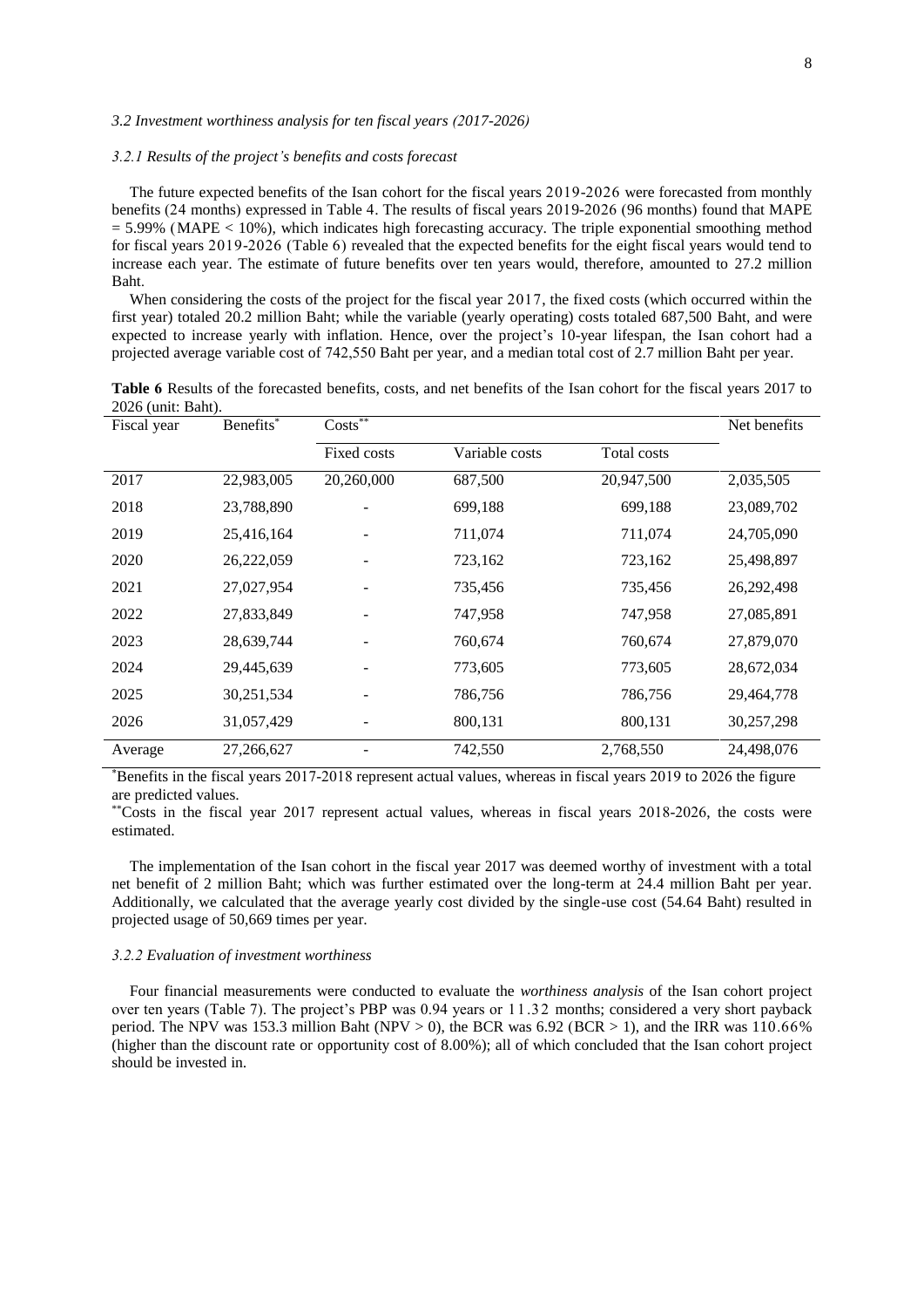### *3.2 Investment worthiness analysis for ten fiscal years (2017-2026)*

#### *3.2.1 Results of the project's benefits and costs forecast*

The future expected benefits of the Isan cohort for the fiscal years 2019-2026 were forecasted from monthly benefits (24 months) expressed in Table 4. The results of fiscal years 2019-2026 (96 months) found that MAPE = 5.99% (MAPE < 10%), which indicates high forecasting accuracy. The triple exponential smoothing method for fiscal years 2019-2026 (Table 6) revealed that the expected benefits for the eight fiscal years would tend to increase each year. The estimate of future benefits over ten years would, therefore, amounted to 27.2 million Baht.

When considering the costs of the project for the fiscal year 2017, the fixed costs (which occurred within the first year) totaled 20.2 million Baht; while the variable (yearly operating) costs totaled 687,500 Baht, and were expected to increase yearly with inflation. Hence, over the project's 10-year lifespan, the Isan cohort had a projected average variable cost of 742,550 Baht per year, and a median total cost of 2.7 million Baht per year.

**Table 6** Results of the forecasted benefits, costs, and net benefits of the Isan cohort for the fiscal years 2017 to 2026 (unit: Baht).

| Fiscal year | Benefits* | Costs** | | | Net benefits |
|---|---|---|---|---|---|
| | | Fixed costs | Variable costs | Total costs | |
| 2017 | 22,983,005 | 20,260,000 | 687,500 | 20,947,500 | 2,035,505 |
| 2018 | 23,788,890 | - | 699,188 | 699,188 | 23,089,702 |
| 2019 | 25,416,164 | - | 711,074 | 711,074 | 24,705,090 |
| 2020 | 26,222,059 | - | 723,162 | 723,162 | 25,498,897 |
| 2021 | 27,027,954 | - | 735,456 | 735,456 | 26,292,498 |
| 2022 | 27,833,849 | - | 747,958 | 747,958 | 27,085,891 |
| 2023 | 28,639,744 | - | 760,674 | 760,674 | 27,879,070 |
| 2024 | 29,445,639 | - | 773,605 | 773,605 | 28,672,034 |
| 2025 | 30,251,534 | - | 786,756 | 786,756 | 29,464,778 |
| 2026 | 31,057,429 | - | 800,131 | 800,131 | 30,257,298 |
| Average | 27,266,627 | - | 742,550 | 2,768,550 | 24,498,076 |

*Benefits in the fiscal years 2017-2018 represent actual values, whereas in fiscal years 2019 to 2026 the figure are predicted values.

**Costs in the fiscal year 2017 represent actual values, whereas in fiscal years 2018-2026, the costs were estimated.

The implementation of the Isan cohort in the fiscal year 2017 was deemed worthy of investment with a total net benefit of 2 million Baht; which was further estimated over the long-term at 24.4 million Baht per year. Additionally, we calculated that the average yearly cost divided by the single-use cost (54.64 Baht) resulted in projected usage of 50,669 times per year.

#### *3.2.2 Evaluation of investment worthiness*

Four financial measurements were conducted to evaluate the *worthiness analysis* of the Isan cohort project over ten years (Table 7). The project's PBP was 0.94 years or 11.32 months; considered a very short payback period. The NPV was 153.3 million Baht (NPV > 0), the BCR was 6.92 (BCR > 1), and the IRR was 110.66% (higher than the discount rate or opportunity cost of 8.00%); all of which concluded that the Isan cohort project should be invested in.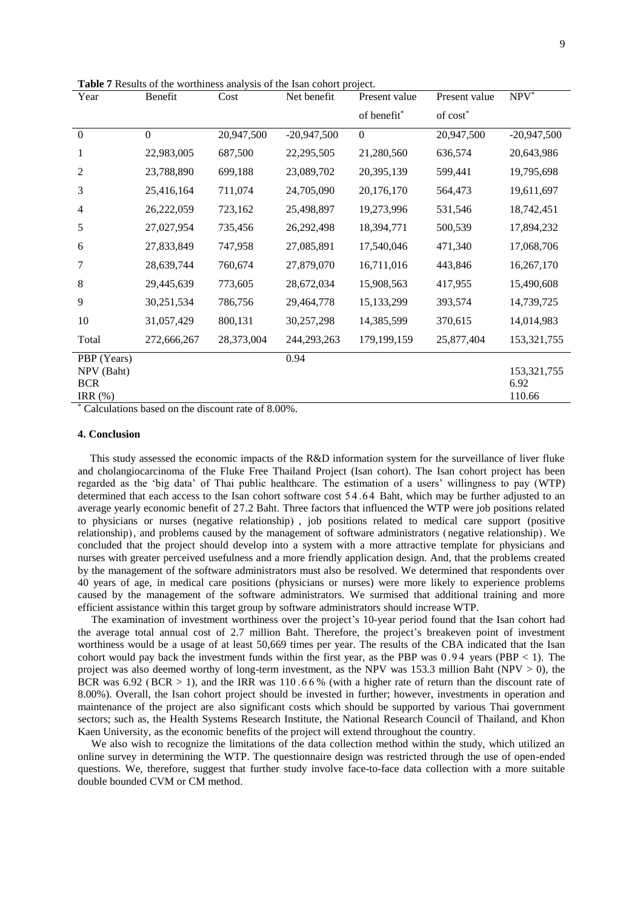**Table 7** Results of the worthiness analysis of the Isan cohort project.

| Year | Benefit | Cost | Net benefit | Present value of benefit* | Present value of cost* | NPV* |
|---|---|---|---|---|---|---|
| 0 | 0 | 20,947,500 | -20,947,500 | 0 | 20,947,500 | -20,947,500 |
| 1 | 22,983,005 | 687,500 | 22,295,505 | 21,280,560 | 636,574 | 20,643,986 |
| 2 | 23,788,890 | 699,188 | 23,089,702 | 20,395,139 | 599,441 | 19,795,698 |
| 3 | 25,416,164 | 711,074 | 24,705,090 | 20,176,170 | 564,473 | 19,611,697 |
| 4 | 26,222,059 | 723,162 | 25,498,897 | 19,273,996 | 531,546 | 18,742,451 |
| 5 | 27,027,954 | 735,456 | 26,292,498 | 18,394,771 | 500,539 | 17,894,232 |
| 6 | 27,833,849 | 747,958 | 27,085,891 | 17,540,046 | 471,340 | 17,068,706 |
| 7 | 28,639,744 | 760,674 | 27,879,070 | 16,711,016 | 443,846 | 16,267,170 |
| 8 | 29,445,639 | 773,605 | 28,672,034 | 15,908,563 | 417,955 | 15,490,608 |
| 9 | 30,251,534 | 786,756 | 29,464,778 | 15,133,299 | 393,574 | 14,739,725 |
| 10 | 31,057,429 | 800,131 | 30,257,298 | 14,385,599 | 370,615 | 14,014,983 |
| Total | 272,666,267 | 28,373,004 | 244,293,263 | 179,199,159 | 25,877,404 | 153,321,755 |
| PBP (Years) | | | 0.94 | | | |
| NPV (Baht) | | | | | | 153,321,755 |
| BCR | | | | | | 6.92 |
| IRR (%) | | | | | | 110.66 |

* Calculations based on the discount rate of 8.00%.

## 4. Conclusion

This study assessed the economic impacts of the R&D information system for the surveillance of liver fluke and cholangiocarcinoma of the Fluke Free Thailand Project (Isan cohort). The Isan cohort project has been regarded as the 'big data' of Thai public healthcare. The estimation of a users' willingness to pay (WTP) determined that each access to the Isan cohort software cost 54.64 Baht, which may be further adjusted to an average yearly economic benefit of 27.2 Baht. Three factors that influenced the WTP were job positions related to physicians or nurses (negative relationship), job positions related to medical care support (positive relationship), and problems caused by the management of software administrators (negative relationship). We concluded that the project should develop into a system with a more attractive template for physicians and nurses with greater perceived usefulness and a more friendly application design. And, that the problems created by the management of the software administrators must also be resolved. We determined that respondents over 40 years of age, in medical care positions (physicians or nurses) were more likely to experience problems caused by the management of the software administrators. We surmised that additional training and more efficient assistance within this target group by software administrators should increase WTP.

The examination of investment worthiness over the project's 10-year period found that the Isan cohort had the average total annual cost of 2.7 million Baht. Therefore, the project's breakeven point of investment worthiness would be a usage of at least 50,669 times per year. The results of the CBA indicated that the Isan cohort would pay back the investment funds within the first year, as the PBP was 0.94 years (PBP < 1). The project was also deemed worthy of long-term investment, as the NPV was 153.3 million Baht (NPV > 0), the BCR was 6.92 (BCR > 1), and the IRR was 110.66% (with a higher rate of return than the discount rate of 8.00%). Overall, the Isan cohort project should be invested in further; however, investments in operation and maintenance of the project are also significant costs which should be supported by various Thai government sectors; such as, the Health Systems Research Institute, the National Research Council of Thailand, and Khon Kaen University, as the economic benefits of the project will extend throughout the country.

We also wish to recognize the limitations of the data collection method within the study, which utilized an online survey in determining the WTP. The questionnaire design was restricted through the use of open-ended questions. We, therefore, suggest that further study involve face-to-face data collection with a more suitable double bounded CVM or CM method.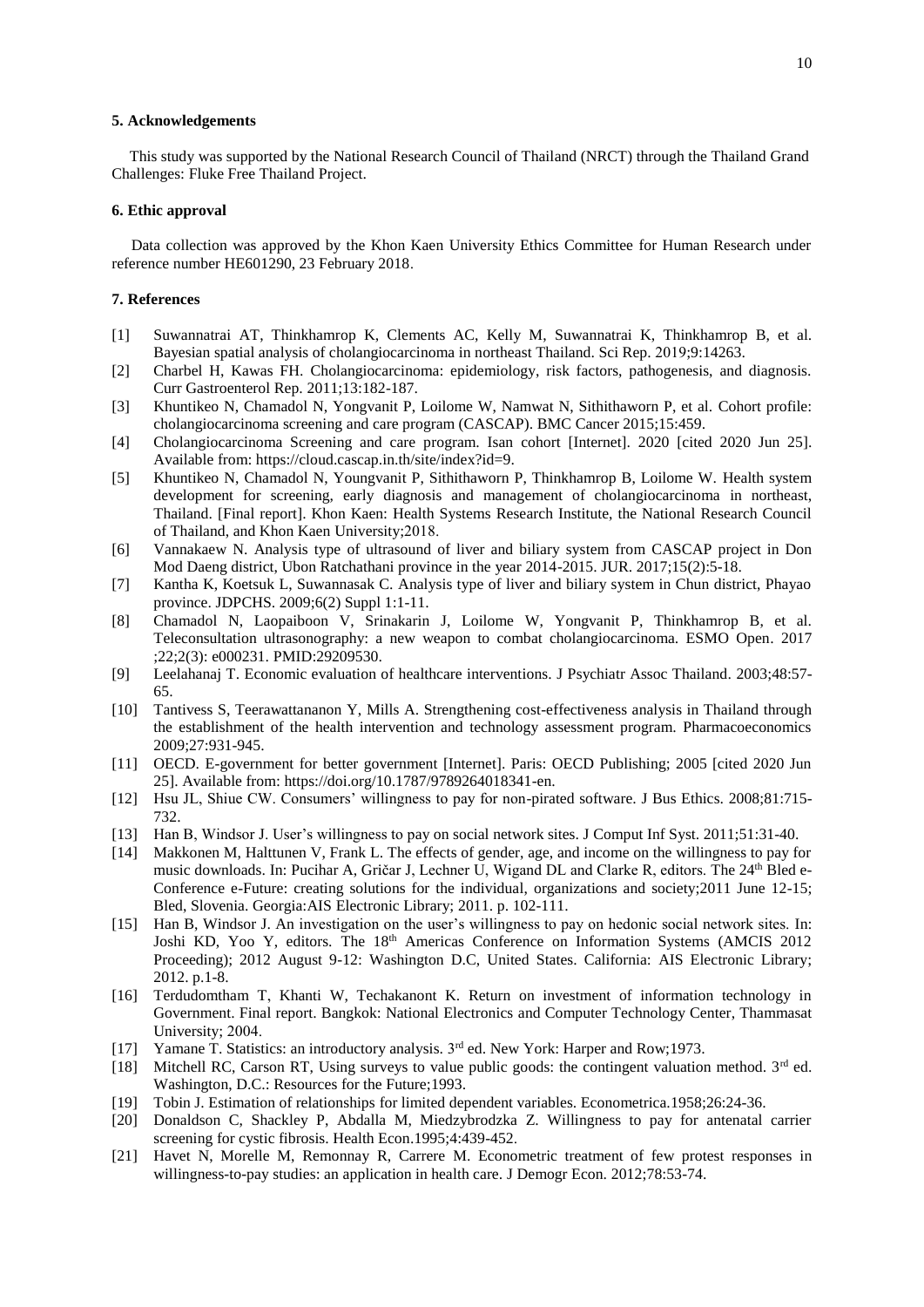## 5. Acknowledgements

This study was supported by the National Research Council of Thailand (NRCT) through the Thailand Grand Challenges: Fluke Free Thailand Project.

## 6. Ethic approval

Data collection was approved by the Khon Kaen University Ethics Committee for Human Research under reference number HE601290, 23 February 2018.

## 7. References

[1] Suwannatrai AT, Thinkhamrop K, Clements AC, Kelly M, Suwannatrai K, Thinkhamrop B, et al. Bayesian spatial analysis of cholangiocarcinoma in northeast Thailand. Sci Rep. 2019;9:14263.

[2] Charbel H, Kawas FH. Cholangiocarcinoma: epidemiology, risk factors, pathogenesis, and diagnosis. Curr Gastroenterol Rep. 2011;13:182-187.

[3] Khuntikeo N, Chamadol N, Yongvanit P, Loilome W, Namwat N, Sithithaworn P, et al. Cohort profile: cholangiocarcinoma screening and care program (CASCAP). BMC Cancer 2015;15:459.

[4] Cholangiocarcinoma Screening and care program. Isan cohort [Internet]. 2020 [cited 2020 Jun 25]. Available from: https://cloud.cascap.in.th/site/index?id=9.

[5] Khuntikeo N, Chamadol N, Youngvanit P, Sithithaworn P, Thinkhamrop B, Loilome W. Health system development for screening, early diagnosis and management of cholangiocarcinoma in northeast, Thailand. [Final report]. Khon Kaen: Health Systems Research Institute, the National Research Council of Thailand, and Khon Kaen University;2018.

[6] Vannakaew N. Analysis type of ultrasound of liver and biliary system from CASCAP project in Don Mod Daeng district, Ubon Ratchathani province in the year 2014-2015. JUR. 2017;15(2):5-18.

[7] Kantha K, Koetsuk L, Suwannasak C. Analysis type of liver and biliary system in Chun district, Phayao province. JDPCHS. 2009;6(2) Suppl 1:1-11.

[8] Chamadol N, Laopaiboon V, Srinakarin J, Loilome W, Yongvanit P, Thinkhamrop B, et al. Teleconsultation ultrasonography: a new weapon to combat cholangiocarcinoma. ESMO Open. 2017 ;22;2(3): e000231. PMID:29209530.

[9] Leelahanaj T. Economic evaluation of healthcare interventions. J Psychiatr Assoc Thailand. 2003;48:57-65.

[10] Tantivess S, Teerawattananon Y, Mills A. Strengthening cost-effectiveness analysis in Thailand through the establishment of the health intervention and technology assessment program. Pharmacoeconomics 2009;27:931-945.

[11] OECD. E-government for better government [Internet]. Paris: OECD Publishing; 2005 [cited 2020 Jun 25]. Available from: https://doi.org/10.1787/9789264018341-en.

[12] Hsu JL, Shiue CW. Consumers' willingness to pay for non-pirated software. J Bus Ethics. 2008;81:715-732.

[13] Han B, Windsor J. User's willingness to pay on social network sites. J Comput Inf Syst. 2011;51:31-40.

[14] Makkonen M, Halttunen V, Frank L. The effects of gender, age, and income on the willingness to pay for music downloads. In: Pucihar A, Gričar J, Lechner U, Wigand DL and Clarke R, editors. The 24th Bled e-Conference e-Future: creating solutions for the individual, organizations and society;2011 June 12-15; Bled, Slovenia. Georgia:AIS Electronic Library; 2011. p. 102-111.

[15] Han B, Windsor J. An investigation on the user's willingness to pay on hedonic social network sites. In: Joshi KD, Yoo Y, editors. The 18th Americas Conference on Information Systems (AMCIS 2012 Proceeding); 2012 August 9-12: Washington D.C, United States. California: AIS Electronic Library; 2012. p.1-8.

[16] Terdudomtham T, Khanti W, Techakanont K. Return on investment of information technology in Government. Final report. Bangkok: National Electronics and Computer Technology Center, Thammasat University; 2004.

[17] Yamane T. Statistics: an introductory analysis. 3rd ed. New York: Harper and Row;1973.

[18] Mitchell RC, Carson RT, Using surveys to value public goods: the contingent valuation method. 3rd ed. Washington, D.C.: Resources for the Future;1993.

[19] Tobin J. Estimation of relationships for limited dependent variables. Econometrica.1958;26:24-36.

[20] Donaldson C, Shackley P, Abdalla M, Miedzybrodzka Z. Willingness to pay for antenatal carrier screening for cystic fibrosis. Health Econ.1995;4:439-452.

[21] Havet N, Morelle M, Remonnay R, Carrere M. Econometric treatment of few protest responses in willingness-to-pay studies: an application in health care. J Demogr Econ. 2012;78:53-74.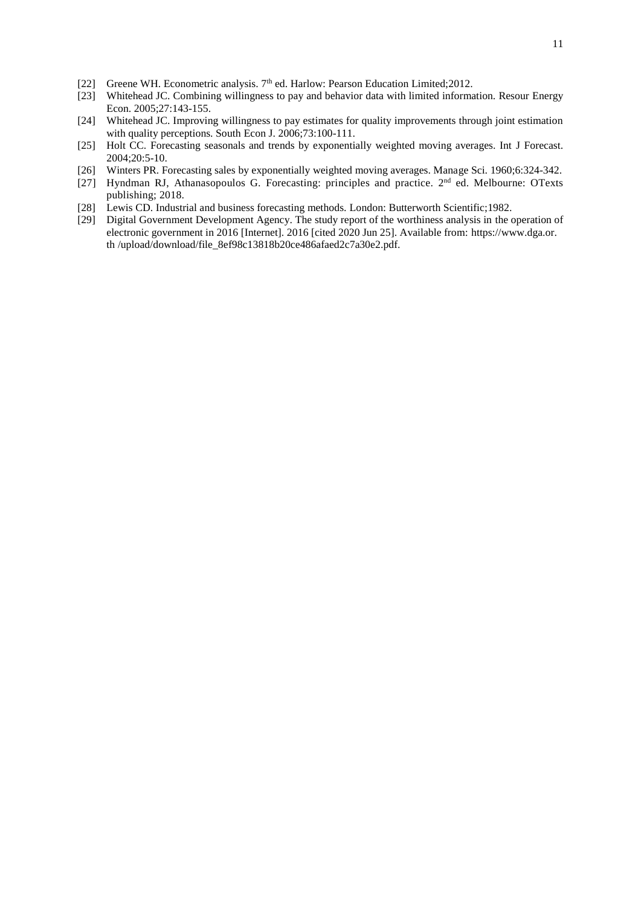[22] Greene WH. Econometric analysis. 7th ed. Harlow: Pearson Education Limited;2012.

[23] Whitehead JC. Combining willingness to pay and behavior data with limited information. Resour Energy Econ. 2005;27:143-155.

[24] Whitehead JC. Improving willingness to pay estimates for quality improvements through joint estimation with quality perceptions. South Econ J. 2006;73:100-111.

[25] Holt CC. Forecasting seasonals and trends by exponentially weighted moving averages. Int J Forecast. 2004;20:5-10.

[26] Winters PR. Forecasting sales by exponentially weighted moving averages. Manage Sci. 1960;6:324-342.

[27] Hyndman RJ, Athanasopoulos G. Forecasting: principles and practice. 2nd ed. Melbourne: OTexts publishing; 2018.

[28] Lewis CD. Industrial and business forecasting methods. London: Butterworth Scientific;1982.

[29] Digital Government Development Agency. The study report of the worthiness analysis in the operation of electronic government in 2016 [Internet]. 2016 [cited 2020 Jun 25]. Available from: https://www.dga.or.th /upload/download/file_8ef98c13818b20ce486afaed2c7a30e2.pdf.